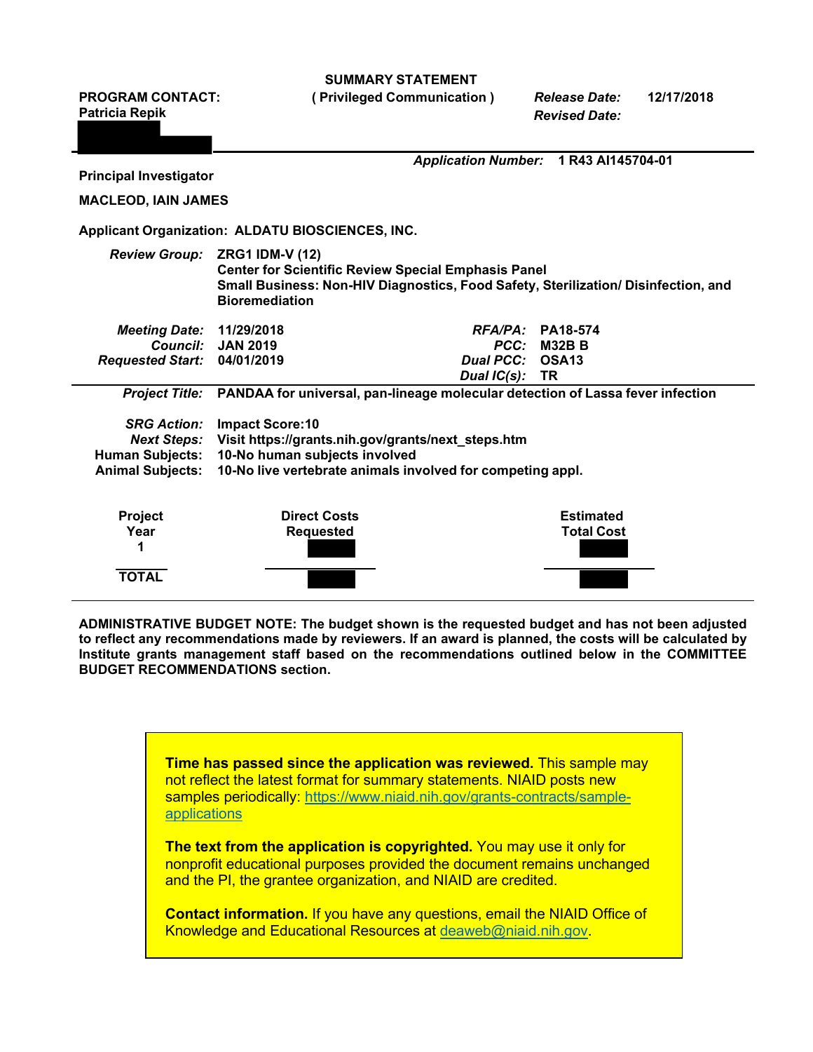**SUMMARY STATEMENT**
**( Privileged Communication )**

**PROGRAM CONTACT:**
**Patricia Repik**

*Release Date:* **12/17/2018**
*Revised Date:*

*Application Number:* **1 R43 AI145704-01**

**Principal Investigator**

**MACLEOD, IAIN JAMES**

**Applicant Organization: ALDATU BIOSCIENCES, INC.**

*Review Group:* **ZRG1 IDM-V (12)**
**Center for Scientific Review Special Emphasis Panel**
**Small Business: Non-HIV Diagnostics, Food Safety, Sterilization/ Disinfection, and Bioremediation**

| | | | |
|---|---|---|---|
| *Meeting Date:* | **11/29/2018** | *RFA/PA:* | **PA18-574** |
| *Council:* | **JAN 2019** | *PCC:* | **M32B B** |
| *Requested Start:* | **04/01/2019** | *Dual PCC:* | **OSA13** |
| | | *Dual IC(s):* | **TR** |

*Project Title:* **PANDAA for universal, pan-lineage molecular detection of Lassa fever infection**

*SRG Action:* **Impact Score:10**
*Next Steps:* **Visit https://grants.nih.gov/grants/next_steps.htm**
*Human Subjects:* **10-No human subjects involved**
*Animal Subjects:* **10-No live vertebrate animals involved for competing appl.**

| Project Year | Direct Costs Requested | Estimated Total Cost |
|---|---|---|
| 1 | | |
| **TOTAL** | | |

**ADMINISTRATIVE BUDGET NOTE: The budget shown is the requested budget and has not been adjusted to reflect any recommendations made by reviewers. If an award is planned, the costs will be calculated by Institute grants management staff based on the recommendations outlined below in the COMMITTEE BUDGET RECOMMENDATIONS section.**

**Time has passed since the application was reviewed.** This sample may not reflect the latest format for summary statements. NIAID posts new samples periodically: https://www.niaid.nih.gov/grants-contracts/sample-applications

**The text from the application is copyrighted.** You may use it only for nonprofit educational purposes provided the document remains unchanged and the PI, the grantee organization, and NIAID are credited.

**Contact information.** If you have any questions, email the NIAID Office of Knowledge and Educational Resources at deaweb@niaid.nih.gov.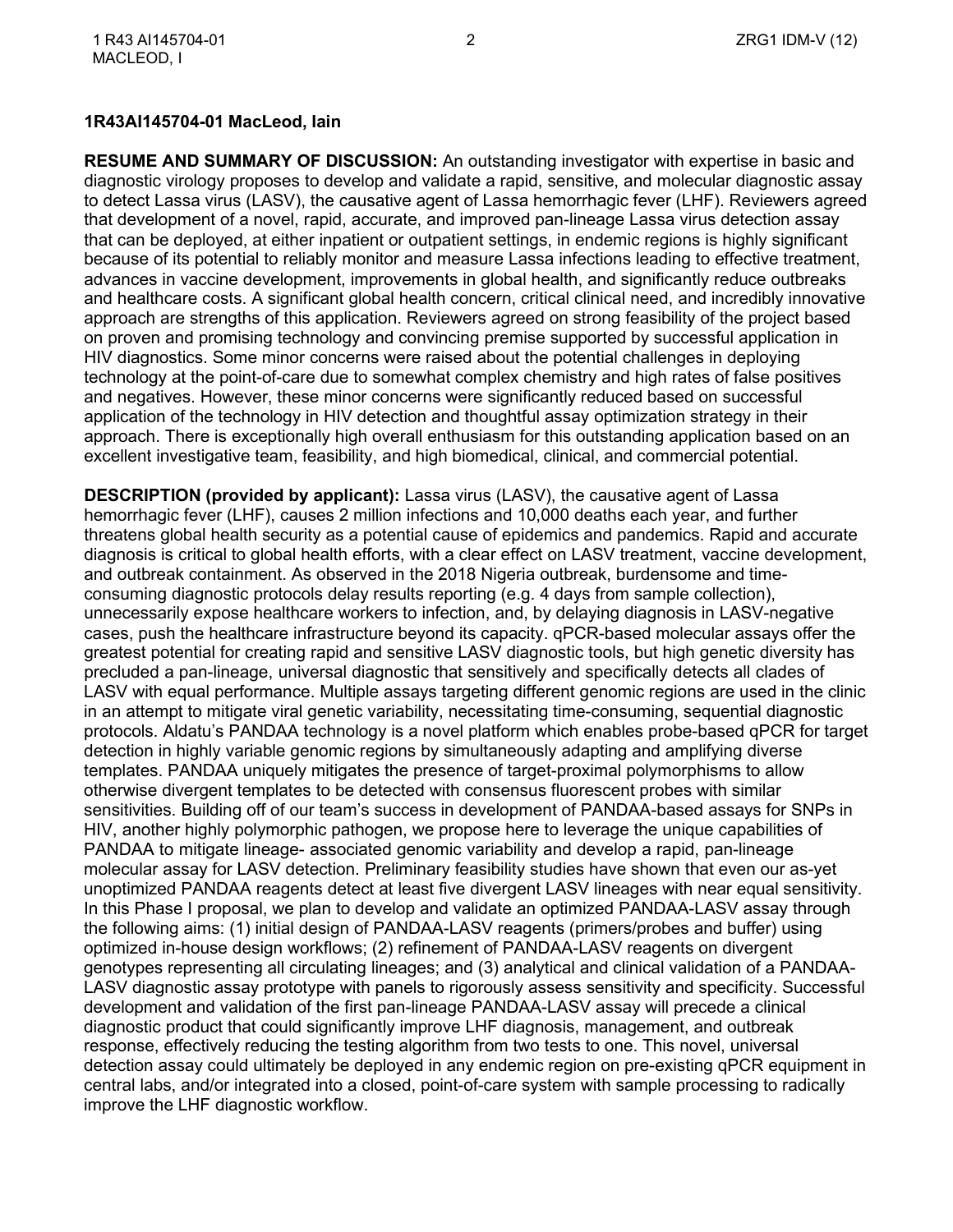**1R43AI145704-01 MacLeod, Iain**

**RESUME AND SUMMARY OF DISCUSSION:** An outstanding investigator with expertise in basic and diagnostic virology proposes to develop and validate a rapid, sensitive, and molecular diagnostic assay to detect Lassa virus (LASV), the causative agent of Lassa hemorrhagic fever (LHF). Reviewers agreed that development of a novel, rapid, accurate, and improved pan-lineage Lassa virus detection assay that can be deployed, at either inpatient or outpatient settings, in endemic regions is highly significant because of its potential to reliably monitor and measure Lassa infections leading to effective treatment, advances in vaccine development, improvements in global health, and significantly reduce outbreaks and healthcare costs. A significant global health concern, critical clinical need, and incredibly innovative approach are strengths of this application. Reviewers agreed on strong feasibility of the project based on proven and promising technology and convincing premise supported by successful application in HIV diagnostics. Some minor concerns were raised about the potential challenges in deploying technology at the point-of-care due to somewhat complex chemistry and high rates of false positives and negatives. However, these minor concerns were significantly reduced based on successful application of the technology in HIV detection and thoughtful assay optimization strategy in their approach. There is exceptionally high overall enthusiasm for this outstanding application based on an excellent investigative team, feasibility, and high biomedical, clinical, and commercial potential.

**DESCRIPTION (provided by applicant):** Lassa virus (LASV), the causative agent of Lassa hemorrhagic fever (LHF), causes 2 million infections and 10,000 deaths each year, and further threatens global health security as a potential cause of epidemics and pandemics. Rapid and accurate diagnosis is critical to global health efforts, with a clear effect on LASV treatment, vaccine development, and outbreak containment. As observed in the 2018 Nigeria outbreak, burdensome and time-consuming diagnostic protocols delay results reporting (e.g. 4 days from sample collection), unnecessarily expose healthcare workers to infection, and, by delaying diagnosis in LASV-negative cases, push the healthcare infrastructure beyond its capacity. qPCR-based molecular assays offer the greatest potential for creating rapid and sensitive LASV diagnostic tools, but high genetic diversity has precluded a pan-lineage, universal diagnostic that sensitively and specifically detects all clades of LASV with equal performance. Multiple assays targeting different genomic regions are used in the clinic in an attempt to mitigate viral genetic variability, necessitating time-consuming, sequential diagnostic protocols. Aldatu's PANDAA technology is a novel platform which enables probe-based qPCR for target detection in highly variable genomic regions by simultaneously adapting and amplifying diverse templates. PANDAA uniquely mitigates the presence of target-proximal polymorphisms to allow otherwise divergent templates to be detected with consensus fluorescent probes with similar sensitivities. Building off of our team's success in development of PANDAA-based assays for SNPs in HIV, another highly polymorphic pathogen, we propose here to leverage the unique capabilities of PANDAA to mitigate lineage- associated genomic variability and develop a rapid, pan-lineage molecular assay for LASV detection. Preliminary feasibility studies have shown that even our as-yet unoptimized PANDAA reagents detect at least five divergent LASV lineages with near equal sensitivity. In this Phase I proposal, we plan to develop and validate an optimized PANDAA-LASV assay through the following aims: (1) initial design of PANDAA-LASV reagents (primers/probes and buffer) using optimized in-house design workflows; (2) refinement of PANDAA-LASV reagents on divergent genotypes representing all circulating lineages; and (3) analytical and clinical validation of a PANDAA-LASV diagnostic assay prototype with panels to rigorously assess sensitivity and specificity. Successful development and validation of the first pan-lineage PANDAA-LASV assay will precede a clinical diagnostic product that could significantly improve LHF diagnosis, management, and outbreak response, effectively reducing the testing algorithm from two tests to one. This novel, universal detection assay could ultimately be deployed in any endemic region on pre-existing qPCR equipment in central labs, and/or integrated into a closed, point-of-care system with sample processing to radically improve the LHF diagnostic workflow.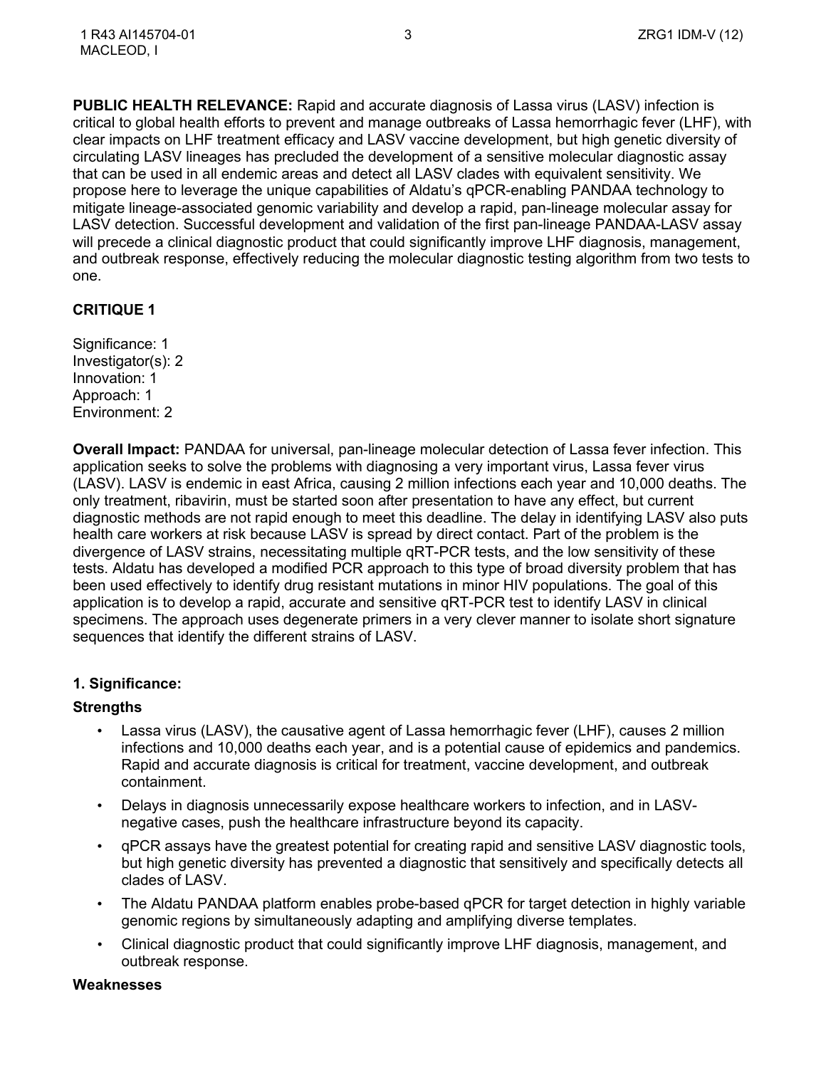**PUBLIC HEALTH RELEVANCE:** Rapid and accurate diagnosis of Lassa virus (LASV) infection is critical to global health efforts to prevent and manage outbreaks of Lassa hemorrhagic fever (LHF), with clear impacts on LHF treatment efficacy and LASV vaccine development, but high genetic diversity of circulating LASV lineages has precluded the development of a sensitive molecular diagnostic assay that can be used in all endemic areas and detect all LASV clades with equivalent sensitivity. We propose here to leverage the unique capabilities of Aldatu's qPCR-enabling PANDAA technology to mitigate lineage-associated genomic variability and develop a rapid, pan-lineage molecular assay for LASV detection. Successful development and validation of the first pan-lineage PANDAA-LASV assay will precede a clinical diagnostic product that could significantly improve LHF diagnosis, management, and outbreak response, effectively reducing the molecular diagnostic testing algorithm from two tests to one.

## CRITIQUE 1

Significance: 1
Investigator(s): 2
Innovation: 1
Approach: 1
Environment: 2

**Overall Impact:** PANDAA for universal, pan-lineage molecular detection of Lassa fever infection. This application seeks to solve the problems with diagnosing a very important virus, Lassa fever virus (LASV). LASV is endemic in east Africa, causing 2 million infections each year and 10,000 deaths. The only treatment, ribavirin, must be started soon after presentation to have any effect, but current diagnostic methods are not rapid enough to meet this deadline. The delay in identifying LASV also puts health care workers at risk because LASV is spread by direct contact. Part of the problem is the divergence of LASV strains, necessitating multiple qRT-PCR tests, and the low sensitivity of these tests. Aldatu has developed a modified PCR approach to this type of broad diversity problem that has been used effectively to identify drug resistant mutations in minor HIV populations. The goal of this application is to develop a rapid, accurate and sensitive qRT-PCR test to identify LASV in clinical specimens. The approach uses degenerate primers in a very clever manner to isolate short signature sequences that identify the different strains of LASV.

### 1. Significance:

**Strengths**

- Lassa virus (LASV), the causative agent of Lassa hemorrhagic fever (LHF), causes 2 million infections and 10,000 deaths each year, and is a potential cause of epidemics and pandemics. Rapid and accurate diagnosis is critical for treatment, vaccine development, and outbreak containment.
- Delays in diagnosis unnecessarily expose healthcare workers to infection, and in LASV-negative cases, push the healthcare infrastructure beyond its capacity.
- qPCR assays have the greatest potential for creating rapid and sensitive LASV diagnostic tools, but high genetic diversity has prevented a diagnostic that sensitively and specifically detects all clades of LASV.
- The Aldatu PANDAA platform enables probe-based qPCR for target detection in highly variable genomic regions by simultaneously adapting and amplifying diverse templates.
- Clinical diagnostic product that could significantly improve LHF diagnosis, management, and outbreak response.

**Weaknesses**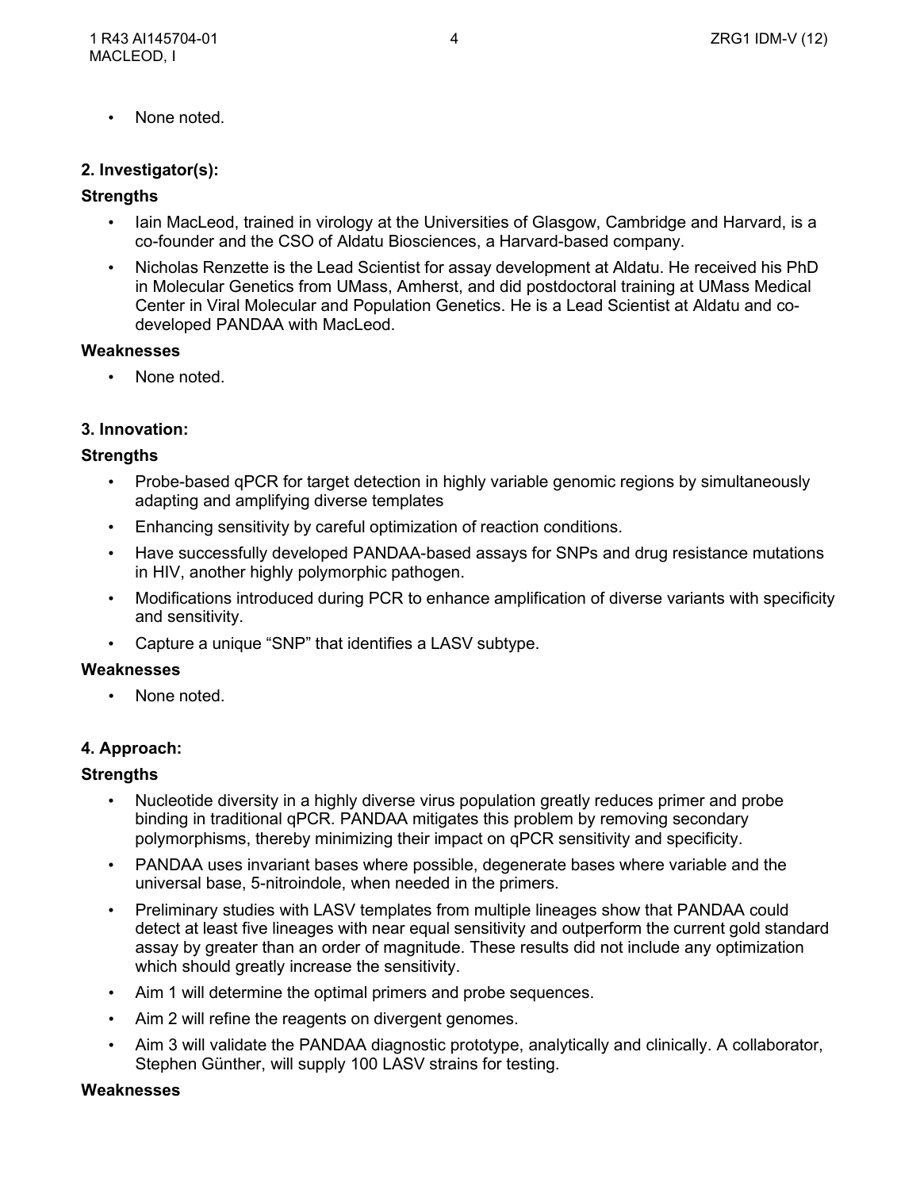- None noted.

**2. Investigator(s):**

**Strengths**

- Iain MacLeod, trained in virology at the Universities of Glasgow, Cambridge and Harvard, is a co-founder and the CSO of Aldatu Biosciences, a Harvard-based company.
- Nicholas Renzette is the Lead Scientist for assay development at Aldatu. He received his PhD in Molecular Genetics from UMass, Amherst, and did postdoctoral training at UMass Medical Center in Viral Molecular and Population Genetics. He is a Lead Scientist at Aldatu and co-developed PANDAA with MacLeod.

**Weaknesses**

- None noted.

**3. Innovation:**

**Strengths**

- Probe-based qPCR for target detection in highly variable genomic regions by simultaneously adapting and amplifying diverse templates
- Enhancing sensitivity by careful optimization of reaction conditions.
- Have successfully developed PANDAA-based assays for SNPs and drug resistance mutations in HIV, another highly polymorphic pathogen.
- Modifications introduced during PCR to enhance amplification of diverse variants with specificity and sensitivity.
- Capture a unique "SNP" that identifies a LASV subtype.

**Weaknesses**

- None noted.

**4. Approach:**

**Strengths**

- Nucleotide diversity in a highly diverse virus population greatly reduces primer and probe binding in traditional qPCR. PANDAA mitigates this problem by removing secondary polymorphisms, thereby minimizing their impact on qPCR sensitivity and specificity.
- PANDAA uses invariant bases where possible, degenerate bases where variable and the universal base, 5-nitroindole, when needed in the primers.
- Preliminary studies with LASV templates from multiple lineages show that PANDAA could detect at least five lineages with near equal sensitivity and outperform the current gold standard assay by greater than an order of magnitude. These results did not include any optimization which should greatly increase the sensitivity.
- Aim 1 will determine the optimal primers and probe sequences.
- Aim 2 will refine the reagents on divergent genomes.
- Aim 3 will validate the PANDAA diagnostic prototype, analytically and clinically. A collaborator, Stephen Günther, will supply 100 LASV strains for testing.

**Weaknesses**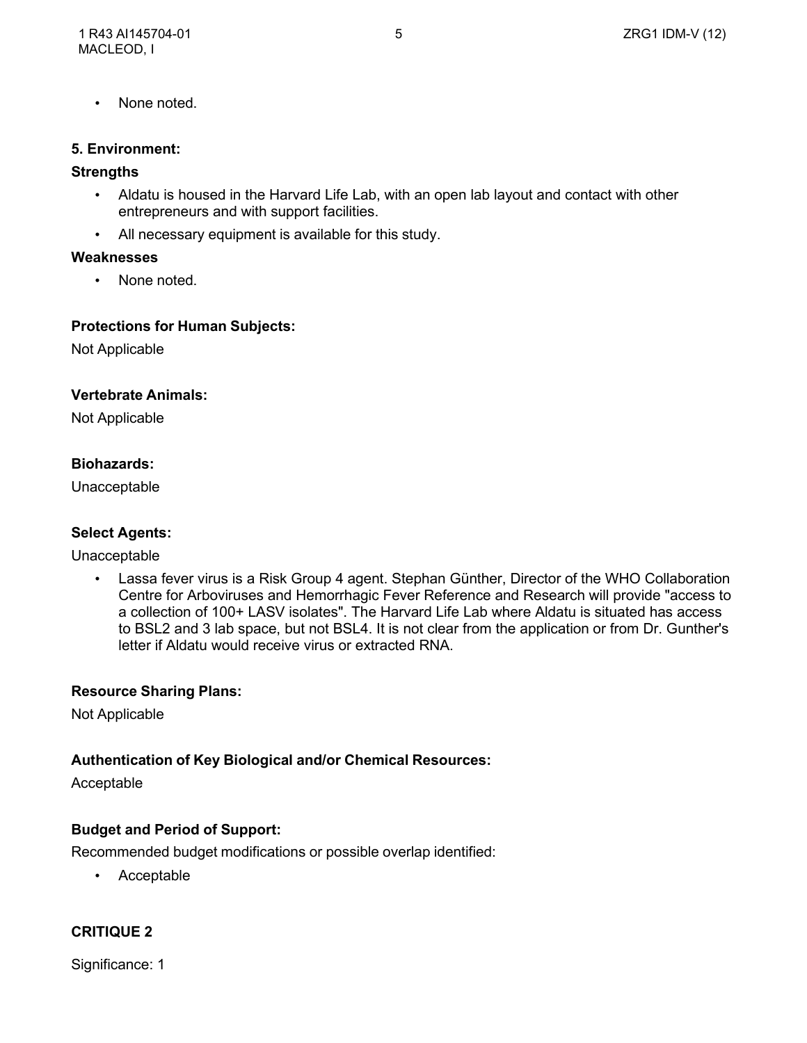- None noted.

**5. Environment:**

**Strengths**

- Aldatu is housed in the Harvard Life Lab, with an open lab layout and contact with other entrepreneurs and with support facilities.
- All necessary equipment is available for this study.

**Weaknesses**

- None noted.

**Protections for Human Subjects:**

Not Applicable

**Vertebrate Animals:**

Not Applicable

**Biohazards:**

Unacceptable

**Select Agents:**

Unacceptable

- Lassa fever virus is a Risk Group 4 agent. Stephan Günther, Director of the WHO Collaboration Centre for Arboviruses and Hemorrhagic Fever Reference and Research will provide "access to a collection of 100+ LASV isolates". The Harvard Life Lab where Aldatu is situated has access to BSL2 and 3 lab space, but not BSL4. It is not clear from the application or from Dr. Gunther's letter if Aldatu would receive virus or extracted RNA.

**Resource Sharing Plans:**

Not Applicable

**Authentication of Key Biological and/or Chemical Resources:**

Acceptable

**Budget and Period of Support:**

Recommended budget modifications or possible overlap identified:

- Acceptable

**CRITIQUE 2**

Significance: 1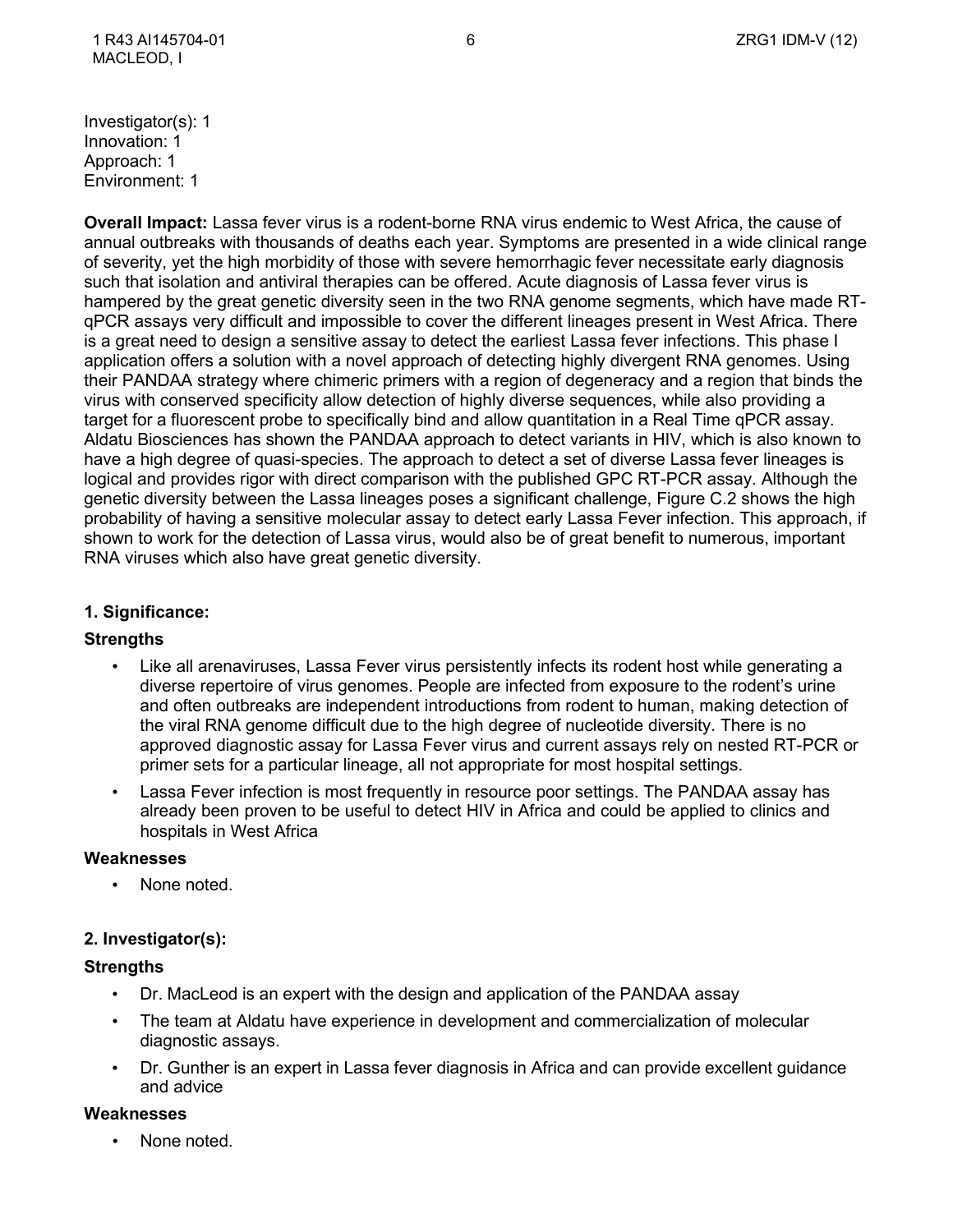Investigator(s): 1
Innovation: 1
Approach: 1
Environment: 1

**Overall Impact:** Lassa fever virus is a rodent-borne RNA virus endemic to West Africa, the cause of annual outbreaks with thousands of deaths each year. Symptoms are presented in a wide clinical range of severity, yet the high morbidity of those with severe hemorrhagic fever necessitate early diagnosis such that isolation and antiviral therapies can be offered. Acute diagnosis of Lassa fever virus is hampered by the great genetic diversity seen in the two RNA genome segments, which have made RT-qPCR assays very difficult and impossible to cover the different lineages present in West Africa. There is a great need to design a sensitive assay to detect the earliest Lassa fever infections. This phase I application offers a solution with a novel approach of detecting highly divergent RNA genomes. Using their PANDAA strategy where chimeric primers with a region of degeneracy and a region that binds the virus with conserved specificity allow detection of highly diverse sequences, while also providing a target for a fluorescent probe to specifically bind and allow quantitation in a Real Time qPCR assay. Aldatu Biosciences has shown the PANDAA approach to detect variants in HIV, which is also known to have a high degree of quasi-species. The approach to detect a set of diverse Lassa fever lineages is logical and provides rigor with direct comparison with the published GPC RT-PCR assay. Although the genetic diversity between the Lassa lineages poses a significant challenge, Figure C.2 shows the high probability of having a sensitive molecular assay to detect early Lassa Fever infection. This approach, if shown to work for the detection of Lassa virus, would also be of great benefit to numerous, important RNA viruses which also have great genetic diversity.

### 1. Significance:

**Strengths**

- Like all arenaviruses, Lassa Fever virus persistently infects its rodent host while generating a diverse repertoire of virus genomes. People are infected from exposure to the rodent's urine and often outbreaks are independent introductions from rodent to human, making detection of the viral RNA genome difficult due to the high degree of nucleotide diversity. There is no approved diagnostic assay for Lassa Fever virus and current assays rely on nested RT-PCR or primer sets for a particular lineage, all not appropriate for most hospital settings.
- Lassa Fever infection is most frequently in resource poor settings. The PANDAA assay has already been proven to be useful to detect HIV in Africa and could be applied to clinics and hospitals in West Africa

**Weaknesses**

- None noted.

### 2. Investigator(s):

**Strengths**

- Dr. MacLeod is an expert with the design and application of the PANDAA assay
- The team at Aldatu have experience in development and commercialization of molecular diagnostic assays.
- Dr. Gunther is an expert in Lassa fever diagnosis in Africa and can provide excellent guidance and advice

**Weaknesses**

- None noted.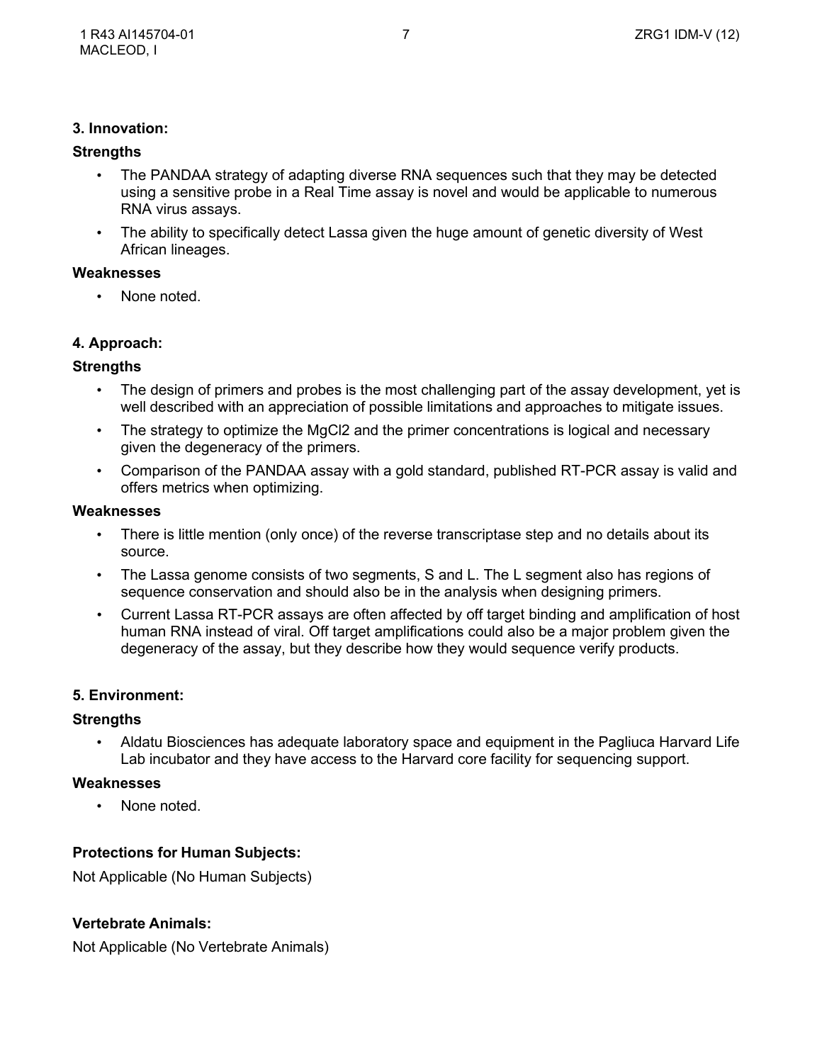### 3. Innovation:

**Strengths**

- The PANDAA strategy of adapting diverse RNA sequences such that they may be detected using a sensitive probe in a Real Time assay is novel and would be applicable to numerous RNA virus assays.
- The ability to specifically detect Lassa given the huge amount of genetic diversity of West African lineages.

**Weaknesses**

- None noted.

### 4. Approach:

**Strengths**

- The design of primers and probes is the most challenging part of the assay development, yet is well described with an appreciation of possible limitations and approaches to mitigate issues.
- The strategy to optimize the $MgCl_2$ and the primer concentrations is logical and necessary given the degeneracy of the primers.
- Comparison of the PANDAA assay with a gold standard, published RT-PCR assay is valid and offers metrics when optimizing.

**Weaknesses**

- There is little mention (only once) of the reverse transcriptase step and no details about its source.
- The Lassa genome consists of two segments, S and L. The L segment also has regions of sequence conservation and should also be in the analysis when designing primers.
- Current Lassa RT-PCR assays are often affected by off target binding and amplification of host human RNA instead of viral. Off target amplifications could also be a major problem given the degeneracy of the assay, but they describe how they would sequence verify products.

### 5. Environment:

**Strengths**

- Aldatu Biosciences has adequate laboratory space and equipment in the Pagliuca Harvard Life Lab incubator and they have access to the Harvard core facility for sequencing support.

**Weaknesses**

- None noted.

### Protections for Human Subjects:

Not Applicable (No Human Subjects)

### Vertebrate Animals:

Not Applicable (No Vertebrate Animals)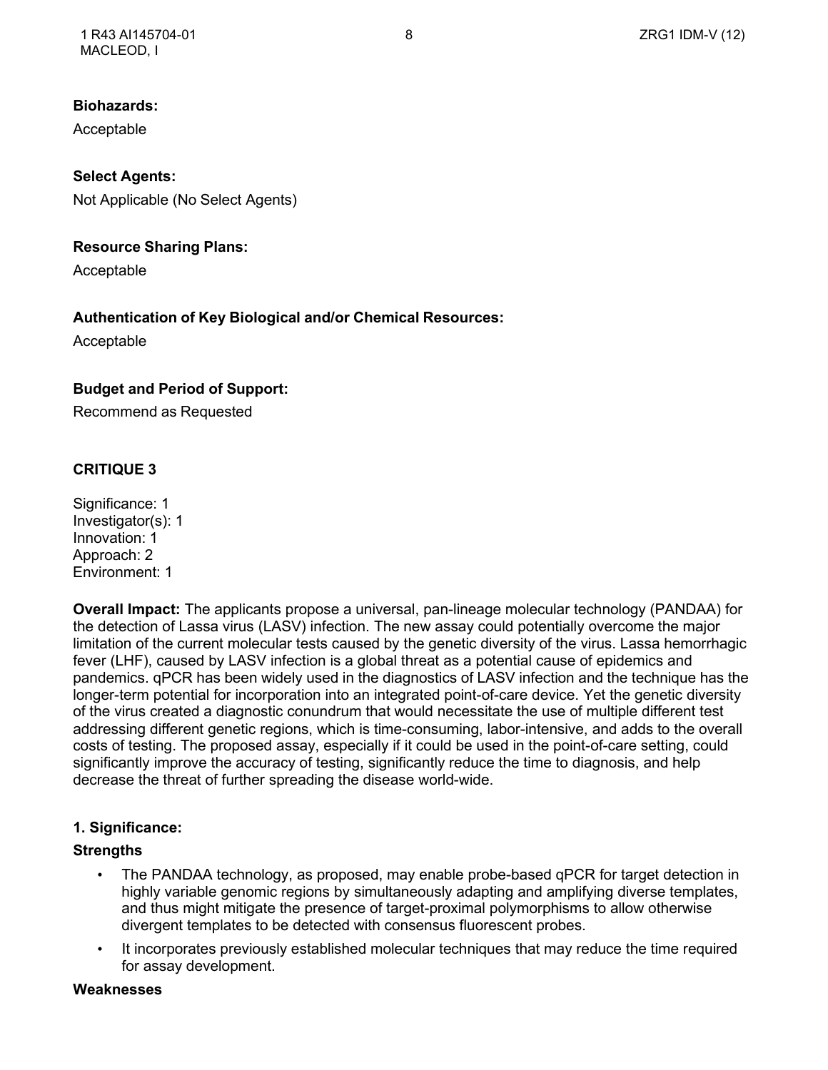**Biohazards:**

Acceptable

**Select Agents:**

Not Applicable (No Select Agents)

**Resource Sharing Plans:**

Acceptable

**Authentication of Key Biological and/or Chemical Resources:**

Acceptable

**Budget and Period of Support:**

Recommend as Requested

**CRITIQUE 3**

Significance: 1
Investigator(s): 1
Innovation: 1
Approach: 2
Environment: 1

**Overall Impact:** The applicants propose a universal, pan-lineage molecular technology (PANDAA) for the detection of Lassa virus (LASV) infection. The new assay could potentially overcome the major limitation of the current molecular tests caused by the genetic diversity of the virus. Lassa hemorrhagic fever (LHF), caused by LASV infection is a global threat as a potential cause of epidemics and pandemics. qPCR has been widely used in the diagnostics of LASV infection and the technique has the longer-term potential for incorporation into an integrated point-of-care device. Yet the genetic diversity of the virus created a diagnostic conundrum that would necessitate the use of multiple different test addressing different genetic regions, which is time-consuming, labor-intensive, and adds to the overall costs of testing. The proposed assay, especially if it could be used in the point-of-care setting, could significantly improve the accuracy of testing, significantly reduce the time to diagnosis, and help decrease the threat of further spreading the disease world-wide.

**1. Significance:**

**Strengths**

- The PANDAA technology, as proposed, may enable probe-based qPCR for target detection in highly variable genomic regions by simultaneously adapting and amplifying diverse templates, and thus might mitigate the presence of target-proximal polymorphisms to allow otherwise divergent templates to be detected with consensus fluorescent probes.
- It incorporates previously established molecular techniques that may reduce the time required for assay development.

**Weaknesses**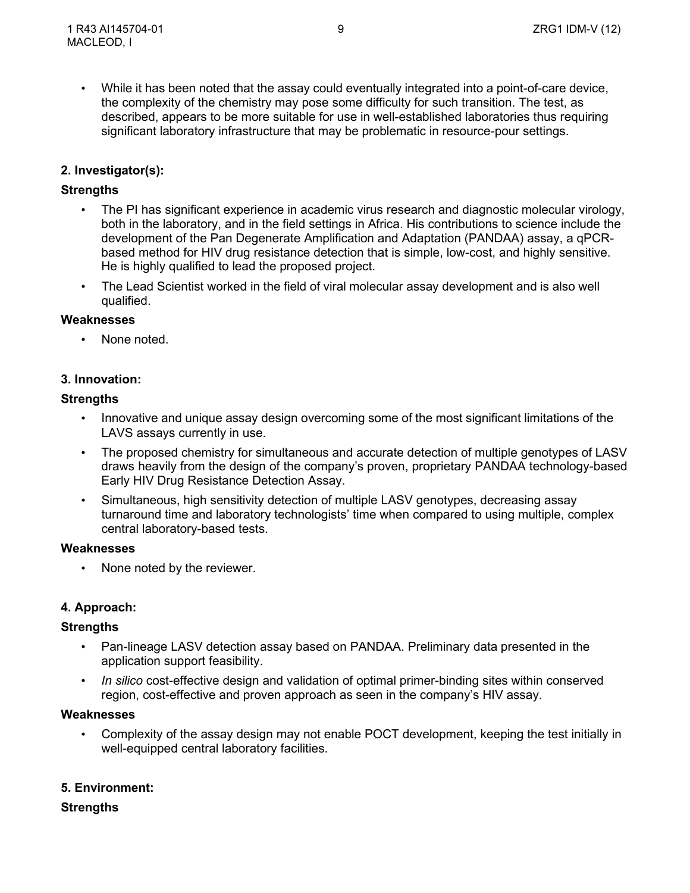- While it has been noted that the assay could eventually integrated into a point-of-care device, the complexity of the chemistry may pose some difficulty for such transition. The test, as described, appears to be more suitable for use in well-established laboratories thus requiring significant laboratory infrastructure that may be problematic in resource-pour settings.

**2. Investigator(s):**

**Strengths**

- The PI has significant experience in academic virus research and diagnostic molecular virology, both in the laboratory, and in the field settings in Africa. His contributions to science include the development of the Pan Degenerate Amplification and Adaptation (PANDAA) assay, a qPCR-based method for HIV drug resistance detection that is simple, low-cost, and highly sensitive. He is highly qualified to lead the proposed project.
- The Lead Scientist worked in the field of viral molecular assay development and is also well qualified.

**Weaknesses**

- None noted.

**3. Innovation:**

**Strengths**

- Innovative and unique assay design overcoming some of the most significant limitations of the LAVS assays currently in use.
- The proposed chemistry for simultaneous and accurate detection of multiple genotypes of LASV draws heavily from the design of the company's proven, proprietary PANDAA technology-based Early HIV Drug Resistance Detection Assay.
- Simultaneous, high sensitivity detection of multiple LASV genotypes, decreasing assay turnaround time and laboratory technologists' time when compared to using multiple, complex central laboratory-based tests.

**Weaknesses**

- None noted by the reviewer.

**4. Approach:**

**Strengths**

- Pan-lineage LASV detection assay based on PANDAA. Preliminary data presented in the application support feasibility.
- *In silico* cost-effective design and validation of optimal primer-binding sites within conserved region, cost-effective and proven approach as seen in the company's HIV assay.

**Weaknesses**

- Complexity of the assay design may not enable POCT development, keeping the test initially in well-equipped central laboratory facilities.

**5. Environment:**

**Strengths**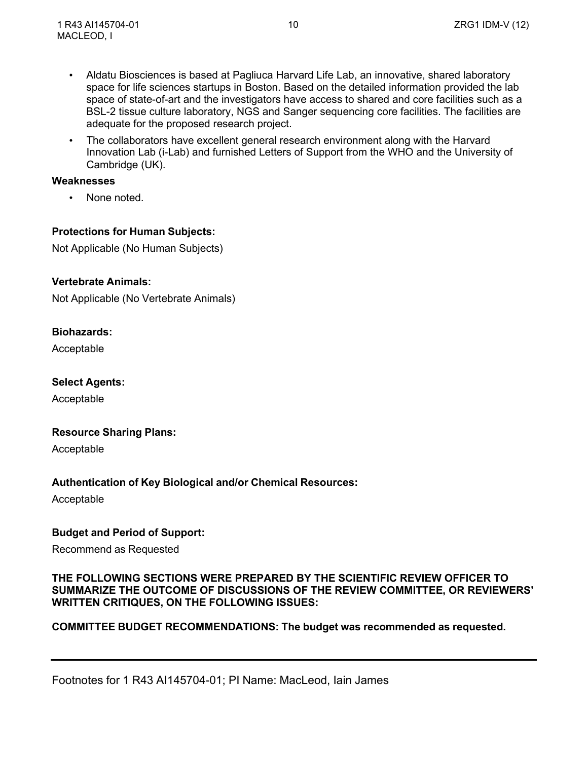- Aldatu Biosciences is based at Pagliuca Harvard Life Lab, an innovative, shared laboratory space for life sciences startups in Boston. Based on the detailed information provided the lab space of state-of-art and the investigators have access to shared and core facilities such as a BSL-2 tissue culture laboratory, NGS and Sanger sequencing core facilities. The facilities are adequate for the proposed research project.
- The collaborators have excellent general research environment along with the Harvard Innovation Lab (i-Lab) and furnished Letters of Support from the WHO and the University of Cambridge (UK).

**Weaknesses**

- None noted.

**Protections for Human Subjects:**

Not Applicable (No Human Subjects)

**Vertebrate Animals:**

Not Applicable (No Vertebrate Animals)

**Biohazards:**

Acceptable

**Select Agents:**

Acceptable

**Resource Sharing Plans:**

Acceptable

**Authentication of Key Biological and/or Chemical Resources:**

Acceptable

**Budget and Period of Support:**

Recommend as Requested

**THE FOLLOWING SECTIONS WERE PREPARED BY THE SCIENTIFIC REVIEW OFFICER TO SUMMARIZE THE OUTCOME OF DISCUSSIONS OF THE REVIEW COMMITTEE, OR REVIEWERS' WRITTEN CRITIQUES, ON THE FOLLOWING ISSUES:**

**COMMITTEE BUDGET RECOMMENDATIONS: The budget was recommended as requested.**

---

Footnotes for 1 R43 AI145704-01; PI Name: MacLeod, Iain James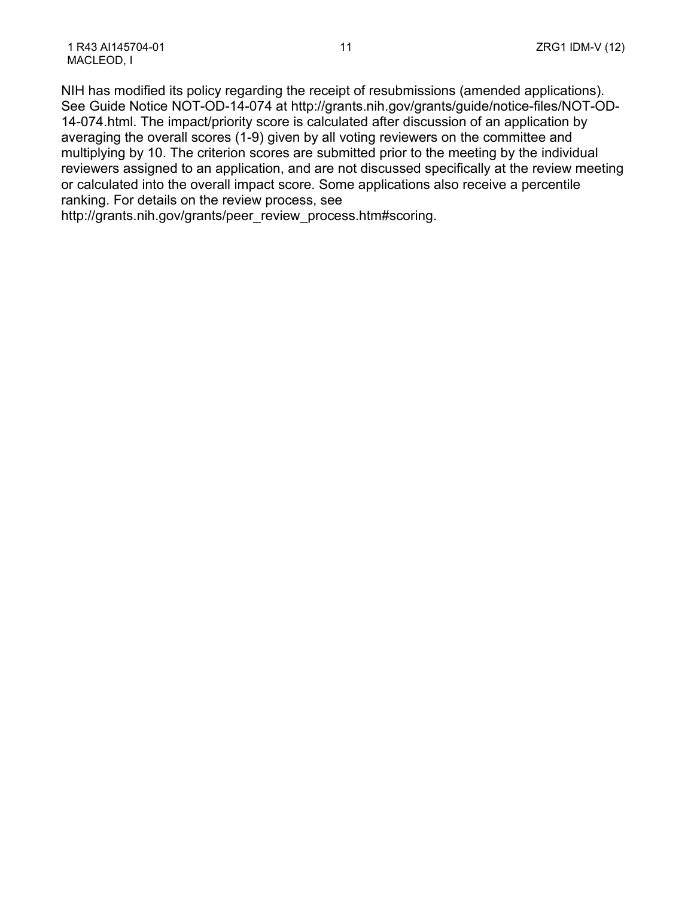NIH has modified its policy regarding the receipt of resubmissions (amended applications). See Guide Notice NOT-OD-14-074 at http://grants.nih.gov/grants/guide/notice-files/NOT-OD-14-074.html. The impact/priority score is calculated after discussion of an application by averaging the overall scores (1-9) given by all voting reviewers on the committee and multiplying by 10. The criterion scores are submitted prior to the meeting by the individual reviewers assigned to an application, and are not discussed specifically at the review meeting or calculated into the overall impact score. Some applications also receive a percentile ranking. For details on the review process, see http://grants.nih.gov/grants/peer_review_process.htm#scoring.